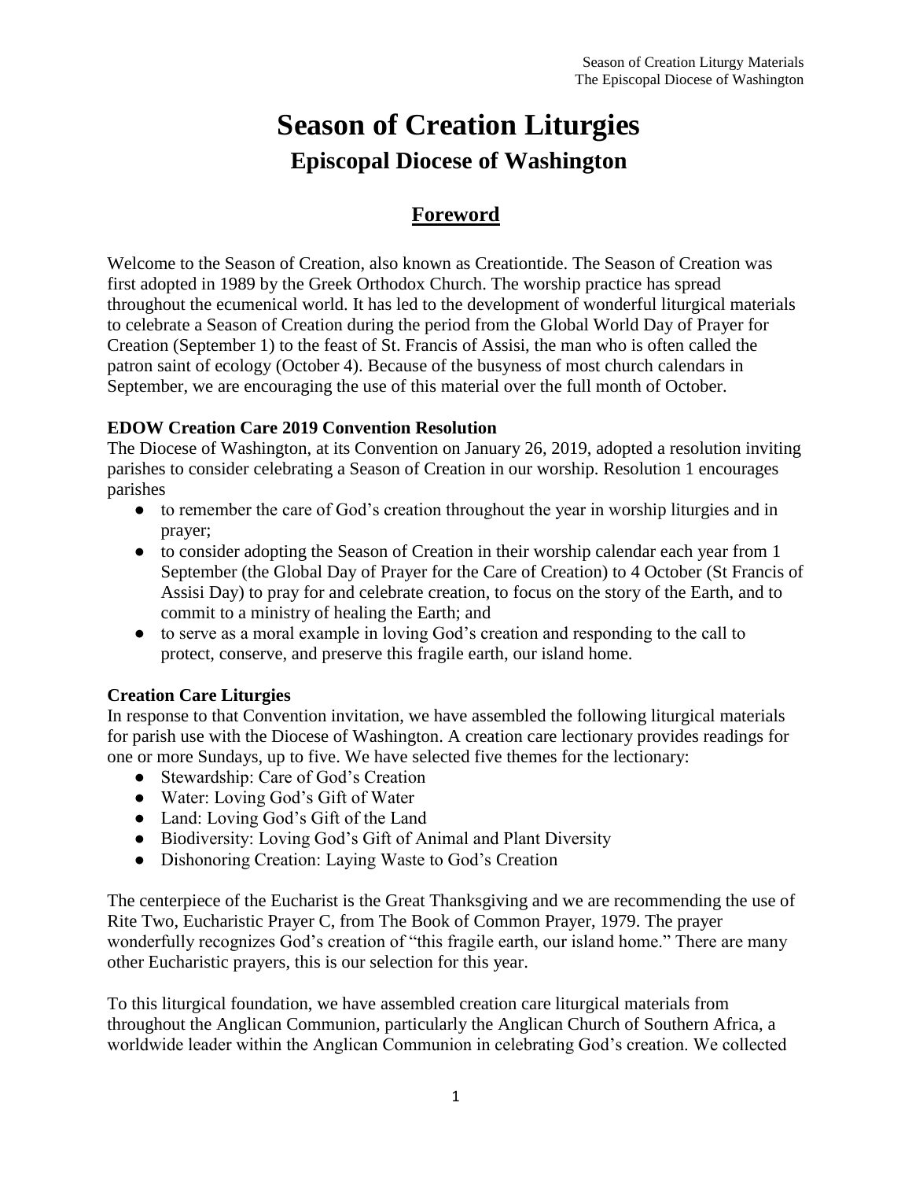# Season of Creation Liturgies

## Episcopal Diocese of Washington

## Foreword

Welcome to the Season of Creation, also known as Creationtide. The Season of Creation was first adopted in 1989 by the Greek Orthodox Church. The worship practice has spread throughout the ecumenical world. It has led to the development of wonderful liturgical materials to celebrate a Season of Creation during the period from the Global World Day of Prayer for Creation (September 1) to the feast of St. Francis of Assisi, the man who is often called the patron saint of ecology (October 4). Because of the busyness of most church calendars in September, we are encouraging the use of this material over the full month of October.

**EDOW Creation Care 2019 Convention Resolution**

The Diocese of Washington, at its Convention on January 26, 2019, adopted a resolution inviting parishes to consider celebrating a Season of Creation in our worship. Resolution 1 encourages parishes

- to remember the care of God's creation throughout the year in worship liturgies and in prayer;
- to consider adopting the Season of Creation in their worship calendar each year from 1 September (the Global Day of Prayer for the Care of Creation) to 4 October (St Francis of Assisi Day) to pray for and celebrate creation, to focus on the story of the Earth, and to commit to a ministry of healing the Earth; and
- to serve as a moral example in loving God's creation and responding to the call to protect, conserve, and preserve this fragile earth, our island home.

**Creation Care Liturgies**

In response to that Convention invitation, we have assembled the following liturgical materials for parish use with the Diocese of Washington. A creation care lectionary provides readings for one or more Sundays, up to five. We have selected five themes for the lectionary:

- Stewardship: Care of God's Creation
- Water: Loving God's Gift of Water
- Land: Loving God's Gift of the Land
- Biodiversity: Loving God's Gift of Animal and Plant Diversity
- Dishonoring Creation: Laying Waste to God's Creation

The centerpiece of the Eucharist is the Great Thanksgiving and we are recommending the use of Rite Two, Eucharistic Prayer C, from The Book of Common Prayer, 1979. The prayer wonderfully recognizes God's creation of "this fragile earth, our island home." There are many other Eucharistic prayers, this is our selection for this year.

To this liturgical foundation, we have assembled creation care liturgical materials from throughout the Anglican Communion, particularly the Anglican Church of Southern Africa, a worldwide leader within the Anglican Communion in celebrating God's creation. We collected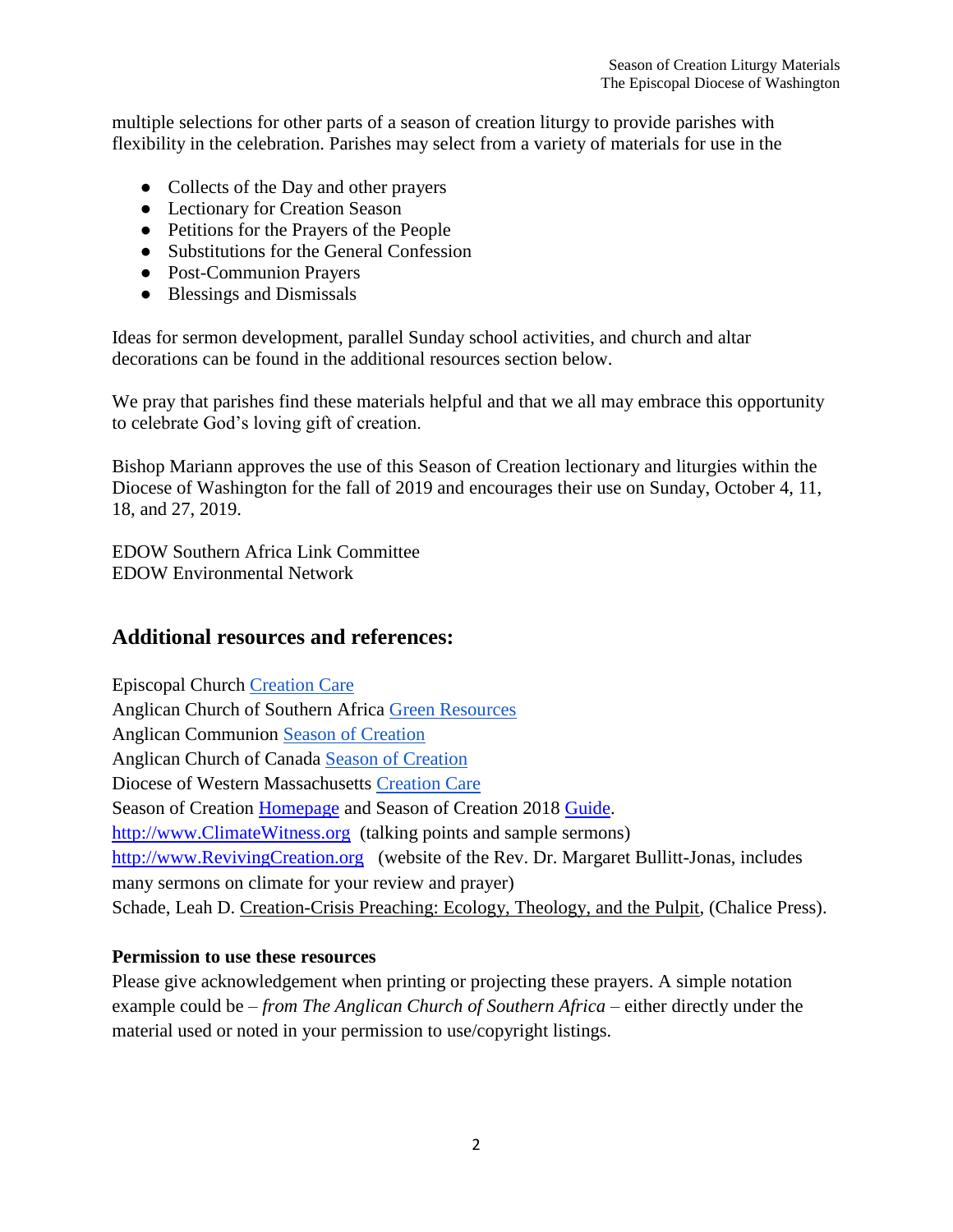multiple selections for other parts of a season of creation liturgy to provide parishes with flexibility in the celebration. Parishes may select from a variety of materials for use in the

- Collects of the Day and other prayers
- Lectionary for Creation Season
- Petitions for the Prayers of the People
- Substitutions for the General Confession
- Post-Communion Prayers
- Blessings and Dismissals

Ideas for sermon development, parallel Sunday school activities, and church and altar decorations can be found in the additional resources section below.

We pray that parishes find these materials helpful and that we all may embrace this opportunity to celebrate God's loving gift of creation.

Bishop Mariann approves the use of this Season of Creation lectionary and liturgies within the Diocese of Washington for the fall of 2019 and encourages their use on Sunday, October 4, 11, 18, and 27, 2019.

EDOW Southern Africa Link Committee
EDOW Environmental Network

## Additional resources and references:

Episcopal Church Creation Care
Anglican Church of Southern Africa Green Resources
Anglican Communion Season of Creation
Anglican Church of Canada Season of Creation
Diocese of Western Massachusetts Creation Care
Season of Creation Homepage and Season of Creation 2018 Guide.
http://www.ClimateWitness.org (talking points and sample sermons)
http://www.RevivingCreation.org (website of the Rev. Dr. Margaret Bullitt-Jonas, includes many sermons on climate for your review and prayer)
Schade, Leah D. Creation-Crisis Preaching: Ecology, Theology, and the Pulpit, (Chalice Press).

**Permission to use these resources**

Please give acknowledgement when printing or projecting these prayers. A simple notation example could be – *from The Anglican Church of Southern Africa* – either directly under the material used or noted in your permission to use/copyright listings.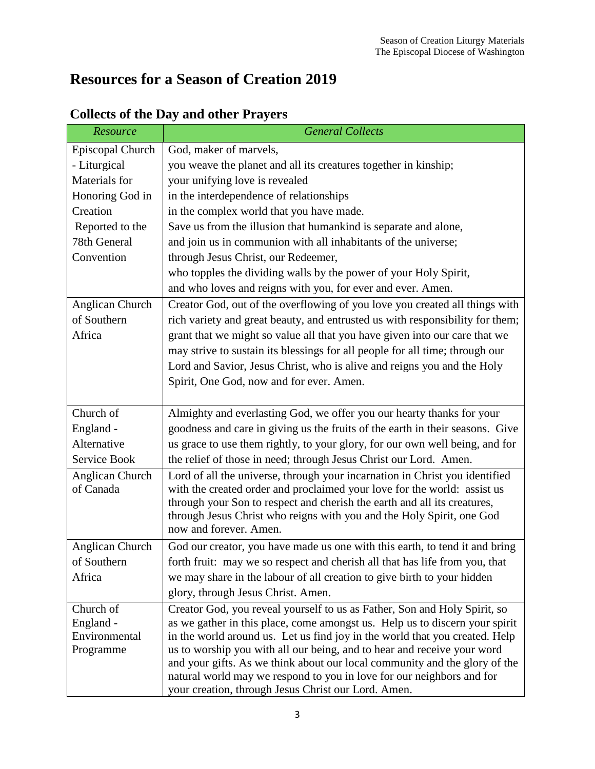# Resources for a Season of Creation 2019

## Collects of the Day and other Prayers

| *Resource* | *General Collects* |
|---|---|
| Episcopal Church - Liturgical Materials for Honoring God in Creation Reported to the 78th General Convention | God, maker of marvels,<br>you weave the planet and all its creatures together in kinship;<br>your unifying love is revealed<br>in the interdependence of relationships<br>in the complex world that you have made.<br>Save us from the illusion that humankind is separate and alone,<br>and join us in communion with all inhabitants of the universe;<br>through Jesus Christ, our Redeemer,<br>who topples the dividing walls by the power of your Holy Spirit,<br>and who loves and reigns with you, for ever and ever. Amen. |
| Anglican Church of Southern Africa | Creator God, out of the overflowing of you love you created all things with rich variety and great beauty, and entrusted us with responsibility for them; grant that we might so value all that you have given into our care that we may strive to sustain its blessings for all people for all time; through our Lord and Savior, Jesus Christ, who is alive and reigns you and the Holy Spirit, One God, now and for ever. Amen. |
| Church of England - Alternative Service Book | Almighty and everlasting God, we offer you our hearty thanks for your goodness and care in giving us the fruits of the earth in their seasons. Give us grace to use them rightly, to your glory, for our own well being, and for the relief of those in need; through Jesus Christ our Lord. Amen. |
| Anglican Church of Canada | Lord of all the universe, through your incarnation in Christ you identified with the created order and proclaimed your love for the world: assist us through your Son to respect and cherish the earth and all its creatures, through Jesus Christ who reigns with you and the Holy Spirit, one God now and forever. Amen. |
| Anglican Church of Southern Africa | God our creator, you have made us one with this earth, to tend it and bring forth fruit: may we so respect and cherish all that has life from you, that we may share in the labour of all creation to give birth to your hidden glory, through Jesus Christ. Amen. |
| Church of England - Environmental Programme | Creator God, you reveal yourself to us as Father, Son and Holy Spirit, so as we gather in this place, come amongst us. Help us to discern your spirit in the world around us. Let us find joy in the world that you created. Help us to worship you with all our being, and to hear and receive your word and your gifts. As we think about our local community and the glory of the natural world may we respond to you in love for our neighbors and for your creation, through Jesus Christ our Lord. Amen. |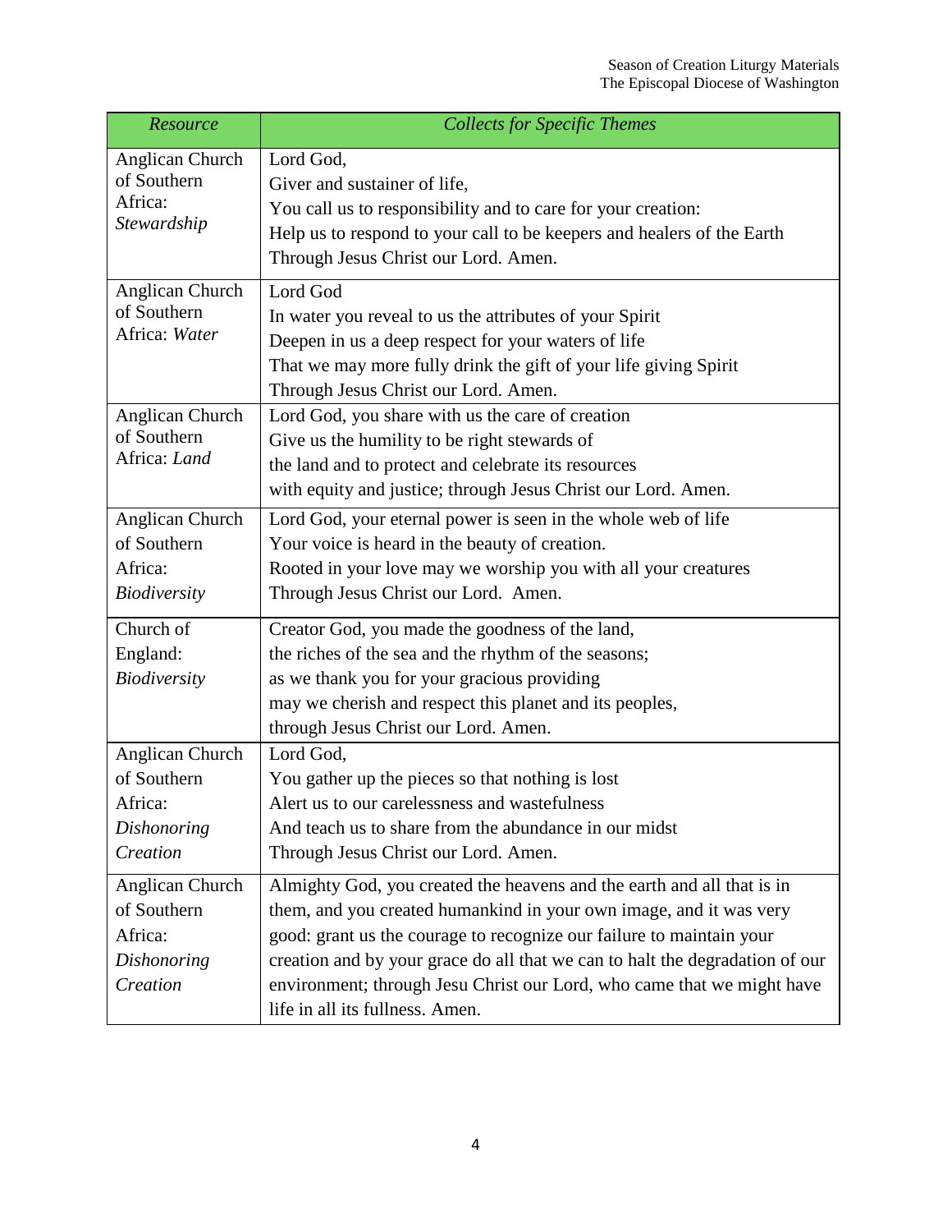| *Resource* | *Collects for Specific Themes* |
| --- | --- |
| Anglican Church of Southern Africa: *Stewardship* | Lord God,<br>Giver and sustainer of life,<br>You call us to responsibility and to care for your creation:<br>Help us to respond to your call to be keepers and healers of the Earth<br>Through Jesus Christ our Lord. Amen. |
| Anglican Church of Southern Africa: *Water* | Lord God<br>In water you reveal to us the attributes of your Spirit<br>Deepen in us a deep respect for your waters of life<br>That we may more fully drink the gift of your life giving Spirit<br>Through Jesus Christ our Lord. Amen. |
| Anglican Church of Southern Africa: *Land* | Lord God, you share with us the care of creation<br>Give us the humility to be right stewards of<br>the land and to protect and celebrate its resources<br>with equity and justice; through Jesus Christ our Lord. Amen. |
| Anglican Church of Southern Africa: *Biodiversity* | Lord God, your eternal power is seen in the whole web of life<br>Your voice is heard in the beauty of creation.<br>Rooted in your love may we worship you with all your creatures<br>Through Jesus Christ our Lord. Amen. |
| Church of England: *Biodiversity* | Creator God, you made the goodness of the land,<br>the riches of the sea and the rhythm of the seasons;<br>as we thank you for your gracious providing<br>may we cherish and respect this planet and its peoples,<br>through Jesus Christ our Lord. Amen. |
| Anglican Church of Southern Africa: *Dishonoring Creation* | Lord God,<br>You gather up the pieces so that nothing is lost<br>Alert us to our carelessness and wastefulness<br>And teach us to share from the abundance in our midst<br>Through Jesus Christ our Lord. Amen. |
| Anglican Church of Southern Africa: *Dishonoring Creation* | Almighty God, you created the heavens and the earth and all that is in them, and you created humankind in your own image, and it was very good: grant us the courage to recognize our failure to maintain your creation and by your grace do all that we can to halt the degradation of our environment; through Jesu Christ our Lord, who came that we might have life in all its fullness. Amen. |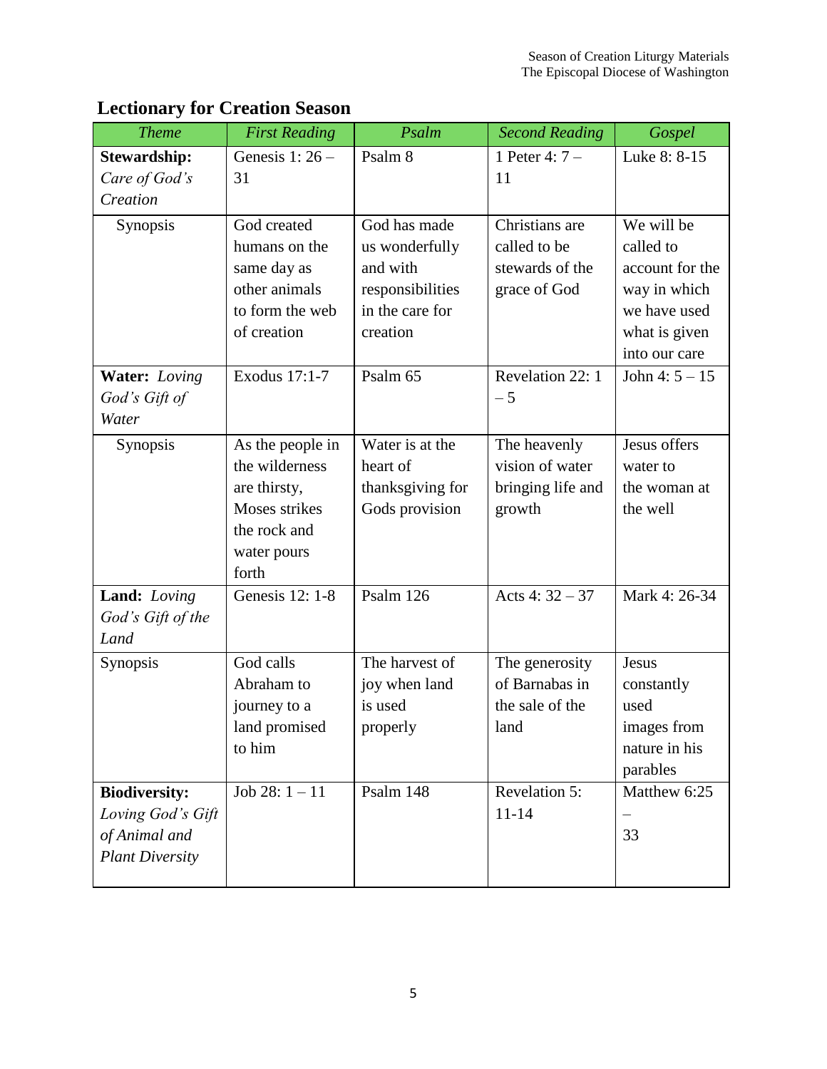## Lectionary for Creation Season

| *Theme* | *First Reading* | *Psalm* | *Second Reading* | *Gospel* |
|---|---|---|---|---|
| **Stewardship:** *Care of God's Creation* | Genesis 1: 26 – 31 | Psalm 8 | 1 Peter 4: 7 – 11 | Luke 8: 8-15 |
| Synopsis | God created humans on the same day as other animals to form the web of creation | God has made us wonderfully and with responsibilities in the care for creation | Christians are called to be stewards of the grace of God | We will be called to account for the way in which we have used what is given into our care |
| **Water:** *Loving God's Gift of Water* | Exodus 17:1-7 | Psalm 65 | Revelation 22: 1 – 5 | John 4: 5 – 15 |
| Synopsis | As the people in the wilderness are thirsty, Moses strikes the rock and water pours forth | Water is at the heart of thanksgiving for Gods provision | The heavenly vision of water bringing life and growth | Jesus offers water to the woman at the well |
| **Land:** *Loving God's Gift of the Land* | Genesis 12: 1-8 | Psalm 126 | Acts 4: 32 – 37 | Mark 4: 26-34 |
| Synopsis | God calls Abraham to journey to a land promised to him | The harvest of joy when land is used properly | The generosity of Barnabas in the sale of the land | Jesus constantly used images from nature in his parables |
| **Biodiversity:** *Loving God's Gift of Animal and Plant Diversity* | Job 28: 1 – 11 | Psalm 148 | Revelation 5: 11-14 | Matthew 6:25 – 33 |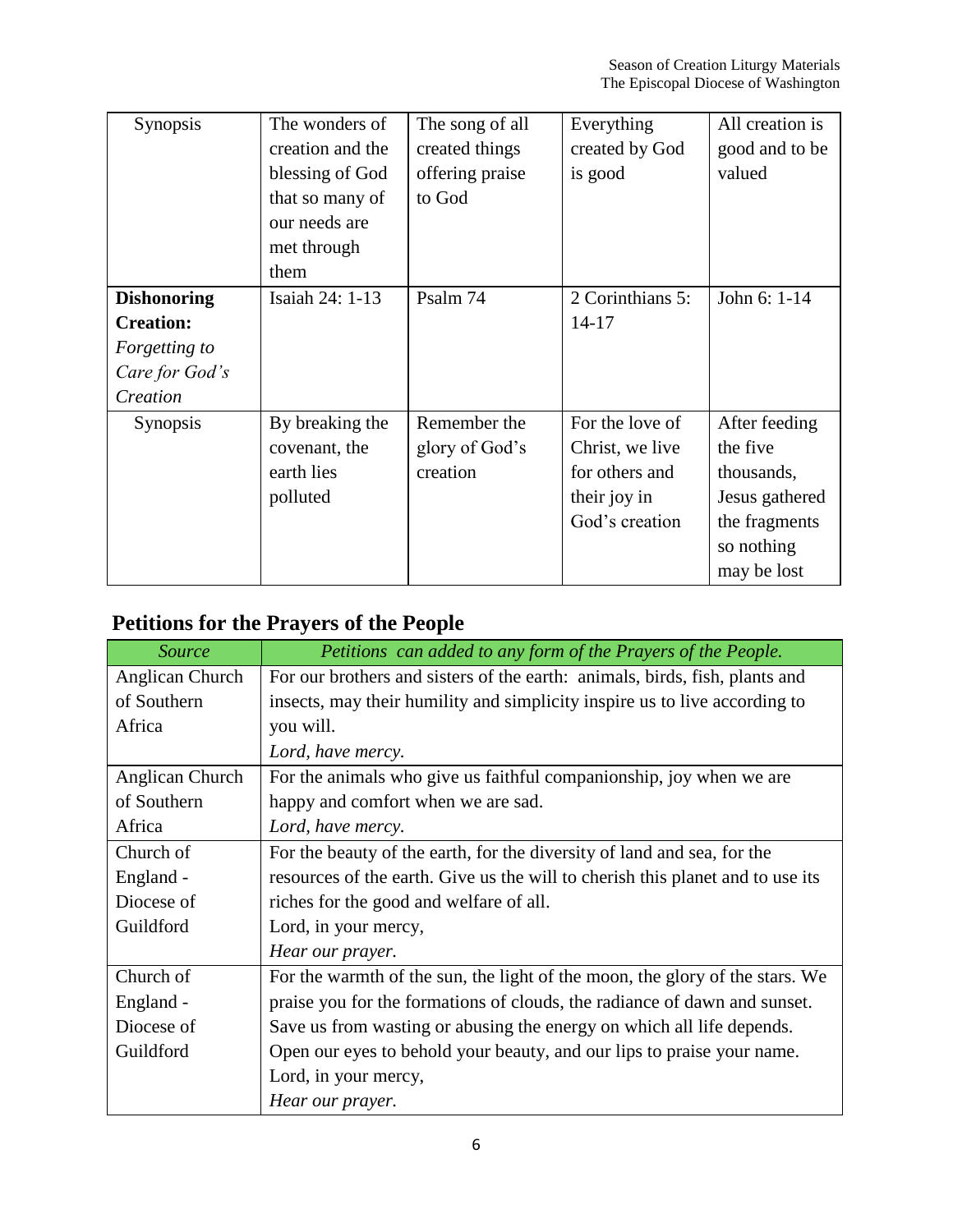| Synopsis | The wonders of creation and the blessing of God that so many of our needs are met through them | The song of all created things offering praise to God | Everything created by God is good | All creation is good and to be valued |
|---|---|---|---|---|
| **Dishonoring Creation:** *Forgetting to Care for God's Creation* | Isaiah 24: 1-13 | Psalm 74 | 2 Corinthians 5: 14-17 | John 6: 1-14 |
| Synopsis | By breaking the covenant, the earth lies polluted | Remember the glory of God's creation | For the love of Christ, we live for others and their joy in God's creation | After feeding the five thousands, Jesus gathered the fragments so nothing may be lost |

## Petitions for the Prayers of the People

| *Source* | *Petitions can added to any form of the Prayers of the People.* |
|---|---|
| Anglican Church of Southern Africa | For our brothers and sisters of the earth: animals, birds, fish, plants and insects, may their humility and simplicity inspire us to live according to you will.<br>*Lord, have mercy.* |
| Anglican Church of Southern Africa | For the animals who give us faithful companionship, joy when we are happy and comfort when we are sad.<br>*Lord, have mercy.* |
| Church of England - Diocese of Guildford | For the beauty of the earth, for the diversity of land and sea, for the resources of the earth. Give us the will to cherish this planet and to use its riches for the good and welfare of all.<br>Lord, in your mercy,<br>*Hear our prayer.* |
| Church of England - Diocese of Guildford | For the warmth of the sun, the light of the moon, the glory of the stars. We praise you for the formations of clouds, the radiance of dawn and sunset. Save us from wasting or abusing the energy on which all life depends. Open our eyes to behold your beauty, and our lips to praise your name.<br>Lord, in your mercy,<br>*Hear our prayer.* |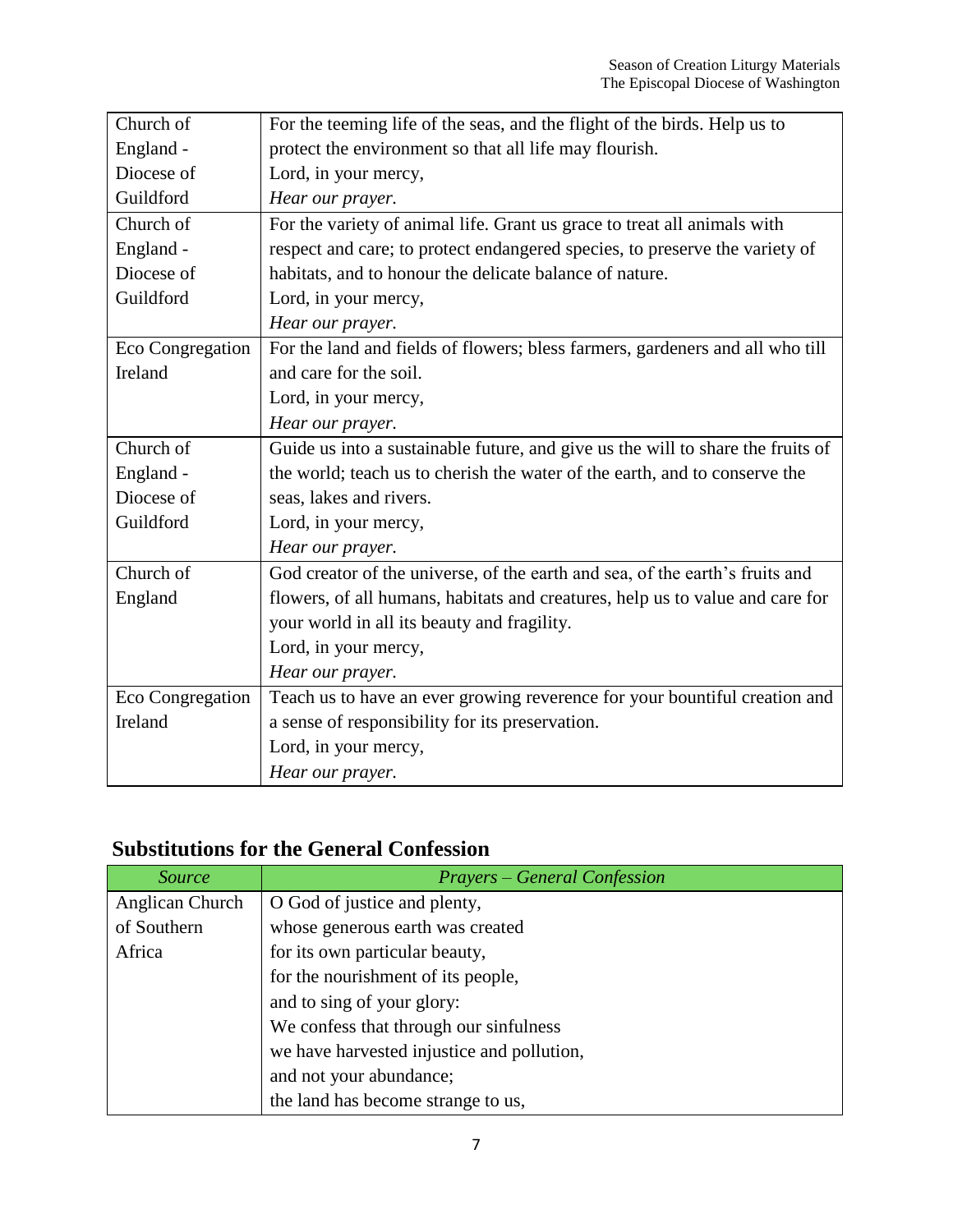| | |
|---|---|
| Church of England - Diocese of Guildford | For the teeming life of the seas, and the flight of the birds. Help us to protect the environment so that all life may flourish.<br>Lord, in your mercy,<br>*Hear our prayer.* |
| Church of England - Diocese of Guildford | For the variety of animal life. Grant us grace to treat all animals with respect and care; to protect endangered species, to preserve the variety of habitats, and to honour the delicate balance of nature.<br>Lord, in your mercy,<br>*Hear our prayer.* |
| Eco Congregation Ireland | For the land and fields of flowers; bless farmers, gardeners and all who till and care for the soil.<br>Lord, in your mercy,<br>*Hear our prayer.* |
| Church of England - Diocese of Guildford | Guide us into a sustainable future, and give us the will to share the fruits of the world; teach us to cherish the water of the earth, and to conserve the seas, lakes and rivers.<br>Lord, in your mercy,<br>*Hear our prayer.* |
| Church of England | God creator of the universe, of the earth and sea, of the earth's fruits and flowers, of all humans, habitats and creatures, help us to value and care for your world in all its beauty and fragility.<br>Lord, in your mercy,<br>*Hear our prayer.* |
| Eco Congregation Ireland | Teach us to have an ever growing reverence for your bountiful creation and a sense of responsibility for its preservation.<br>Lord, in your mercy,<br>*Hear our prayer.* |

## Substitutions for the General Confession

| *Source* | *Prayers – General Confession* |
|---|---|
| Anglican Church of Southern Africa | O God of justice and plenty,<br>whose generous earth was created<br>for its own particular beauty,<br>for the nourishment of its people,<br>and to sing of your glory:<br>We confess that through our sinfulness<br>we have harvested injustice and pollution,<br>and not your abundance;<br>the land has become strange to us, |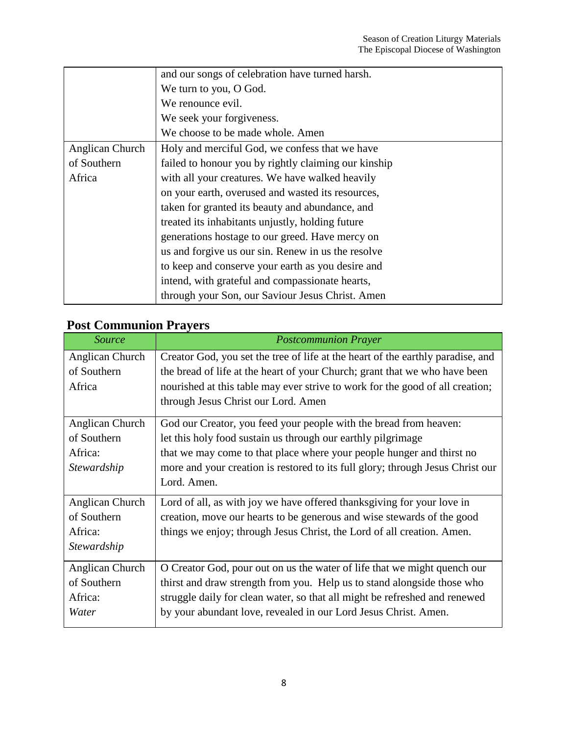| | |
|---|---|
| | and our songs of celebration have turned harsh.<br>We turn to you, O God.<br>We renounce evil.<br>We seek your forgiveness.<br>We choose to be made whole. Amen |
| Anglican Church of Southern Africa | Holy and merciful God, we confess that we have failed to honour you by rightly claiming our kinship with all your creatures. We have walked heavily on your earth, overused and wasted its resources, taken for granted its beauty and abundance, and treated its inhabitants unjustly, holding future generations hostage to our greed. Have mercy on us and forgive us our sin. Renew in us the resolve to keep and conserve your earth as you desire and intend, with grateful and compassionate hearts, through your Son, our Saviour Jesus Christ. Amen |

## Post Communion Prayers

| *Source* | *Postcommunion Prayer* |
|---|---|
| Anglican Church of Southern Africa | Creator God, you set the tree of life at the heart of the earthly paradise, and the bread of life at the heart of your Church; grant that we who have been nourished at this table may ever strive to work for the good of all creation; through Jesus Christ our Lord. Amen |
| Anglican Church of Southern Africa: *Stewardship* | God our Creator, you feed your people with the bread from heaven: let this holy food sustain us through our earthly pilgrimage that we may come to that place where your people hunger and thirst no more and your creation is restored to its full glory; through Jesus Christ our Lord. Amen. |
| Anglican Church of Southern Africa: *Stewardship* | Lord of all, as with joy we have offered thanksgiving for your love in creation, move our hearts to be generous and wise stewards of the good things we enjoy; through Jesus Christ, the Lord of all creation. Amen. |
| Anglican Church of Southern Africa: *Water* | O Creator God, pour out on us the water of life that we might quench our thirst and draw strength from you. Help us to stand alongside those who struggle daily for clean water, so that all might be refreshed and renewed by your abundant love, revealed in our Lord Jesus Christ. Amen. |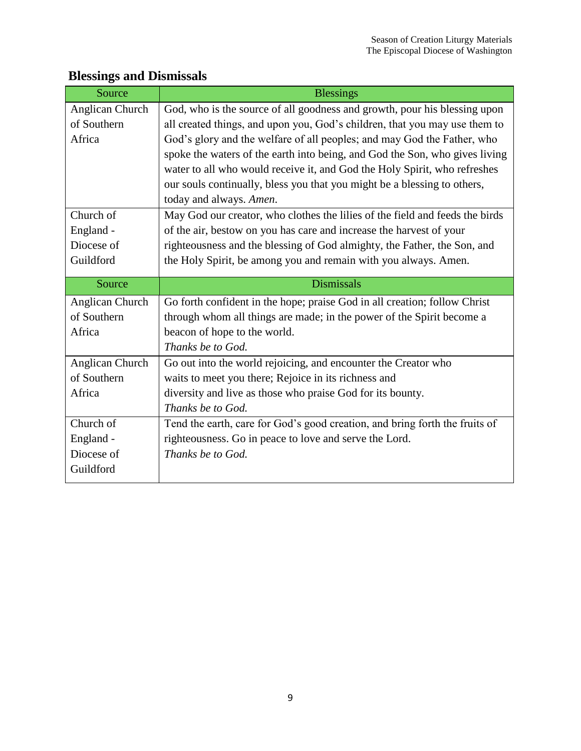## Blessings and Dismissals

| Source | Blessings |
|---|---|
| Anglican Church of Southern Africa | God, who is the source of all goodness and growth, pour his blessing upon all created things, and upon you, God's children, that you may use them to God's glory and the welfare of all peoples; and may God the Father, who spoke the waters of the earth into being, and God the Son, who gives living water to all who would receive it, and God the Holy Spirit, who refreshes our souls continually, bless you that you might be a blessing to others, today and always. *Amen.* |
| Church of England - Diocese of Guildford | May God our creator, who clothes the lilies of the field and feeds the birds of the air, bestow on you has care and increase the harvest of your righteousness and the blessing of God almighty, the Father, the Son, and the Holy Spirit, be among you and remain with you always. Amen. |
| **Source** | **Dismissals** |
| Anglican Church of Southern Africa | Go forth confident in the hope; praise God in all creation; follow Christ through whom all things are made; in the power of the Spirit become a beacon of hope to the world.<br>*Thanks be to God.* |
| Anglican Church of Southern Africa | Go out into the world rejoicing, and encounter the Creator who waits to meet you there; Rejoice in its richness and diversity and live as those who praise God for its bounty.<br>*Thanks be to God.* |
| Church of England - Diocese of Guildford | Tend the earth, care for God's good creation, and bring forth the fruits of righteousness. Go in peace to love and serve the Lord.<br>*Thanks be to God.* |